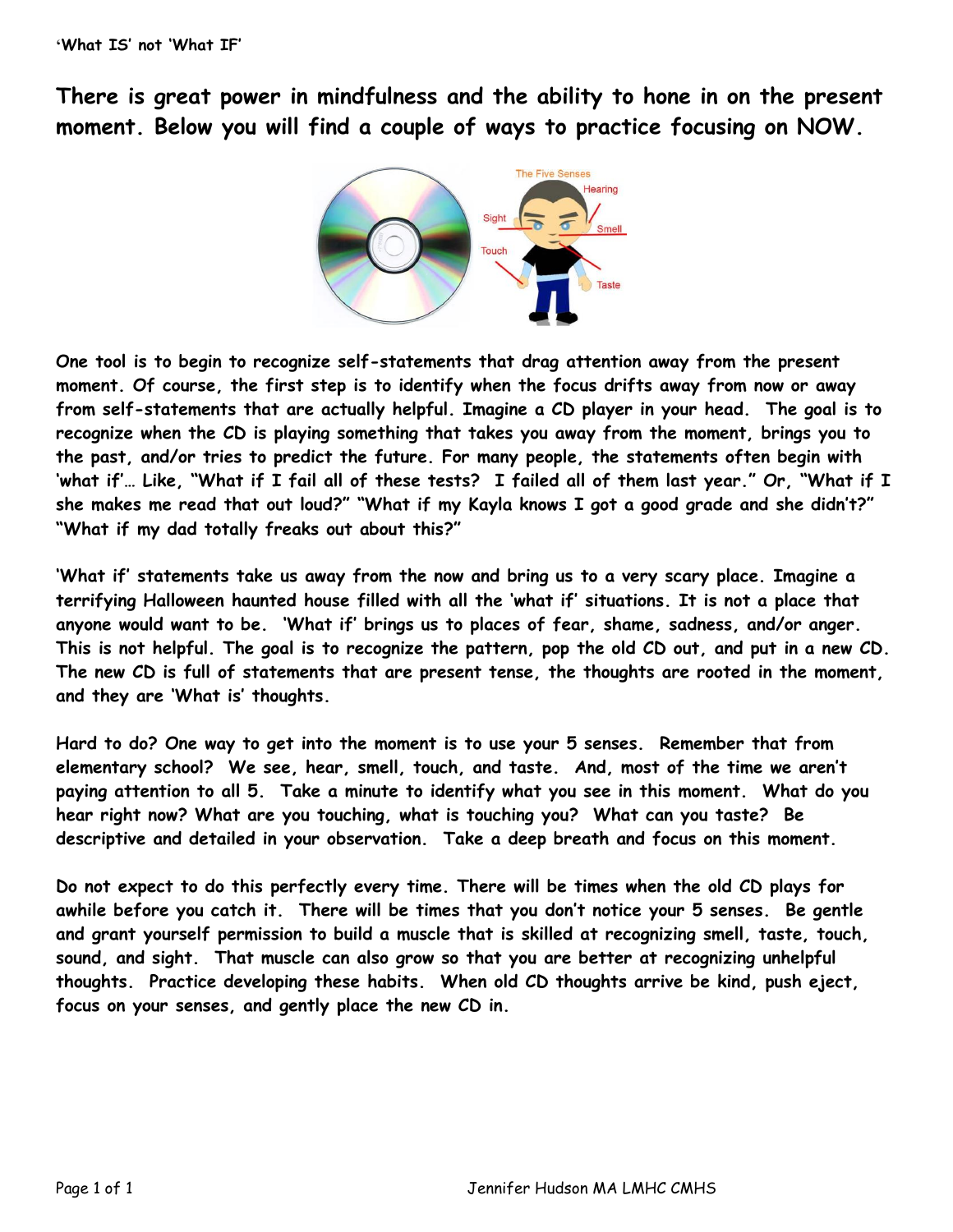**'What IS' not 'What IF'**

## There is great power in mindfulness and the ability to hone in on the present moment. Below you will find a couple of ways to practice focusing on NOW.

**One tool is to begin to recognize self-statements that drag attention away from the present moment. Of course, the first step is to identify when the focus drifts away from now or away from self-statements that are actually helpful. Imagine a CD player in your head. The goal is to recognize when the CD is playing something that takes you away from the moment, brings you to the past, and/or tries to predict the future. For many people, the statements often begin with 'what if'… Like, "What if I fail all of these tests? I failed all of them last year." Or, "What if I she makes me read that out loud?" "What if my Kayla knows I got a good grade and she didn't?" "What if my dad totally freaks out about this?"**

**'What if' statements take us away from the now and bring us to a very scary place. Imagine a terrifying Halloween haunted house filled with all the 'what if' situations. It is not a place that anyone would want to be. 'What if' brings us to places of fear, shame, sadness, and/or anger. This is not helpful. The goal is to recognize the pattern, pop the old CD out, and put in a new CD. The new CD is full of statements that are present tense, the thoughts are rooted in the moment, and they are 'What is' thoughts.**

**Hard to do? One way to get into the moment is to use your 5 senses. Remember that from elementary school? We see, hear, smell, touch, and taste. And, most of the time we aren't paying attention to all 5. Take a minute to identify what you see in this moment. What do you hear right now? What are you touching, what is touching you? What can you taste? Be descriptive and detailed in your observation. Take a deep breath and focus on this moment.**

**Do not expect to do this perfectly every time. There will be times when the old CD plays for awhile before you catch it. There will be times that you don't notice your 5 senses. Be gentle and grant yourself permission to build a muscle that is skilled at recognizing smell, taste, touch, sound, and sight. That muscle can also grow so that you are better at recognizing unhelpful thoughts. Practice developing these habits. When old CD thoughts arrive be kind, push eject, focus on your senses, and gently place the new CD in.**

Jennifer Hudson MA LMHC CMHS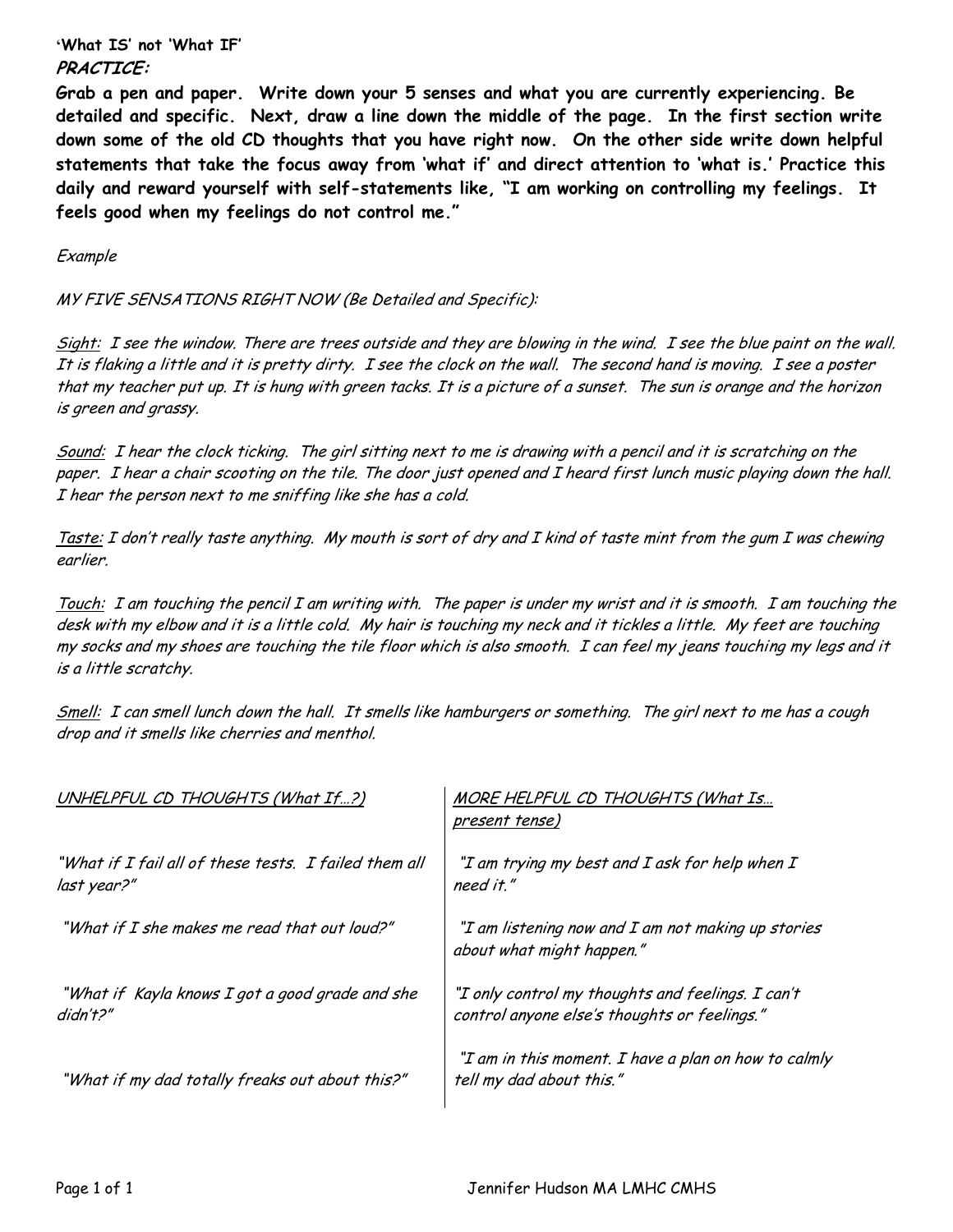**'What IS' not 'What IF'**

***PRACTICE:***

**Grab a pen and paper. Write down your 5 senses and what you are currently experiencing. Be detailed and specific. Next, draw a line down the middle of the page. In the first section write down some of the old CD thoughts that you have right now. On the other side write down helpful statements that take the focus away from 'what if' and direct attention to 'what is.' Practice this daily and reward yourself with self-statements like, "I am working on controlling my feelings. It feels good when my feelings do not control me."**

*Example*

*MY FIVE SENSATIONS RIGHT NOW (Be Detailed and Specific):*

*<u>Sight:</u> I see the window. There are trees outside and they are blowing in the wind. I see the blue paint on the wall. It is flaking a little and it is pretty dirty. I see the clock on the wall. The second hand is moving. I see a poster that my teacher put up. It is hung with green tacks. It is a picture of a sunset. The sun is orange and the horizon is green and grassy.*

*<u>Sound:</u> I hear the clock ticking. The girl sitting next to me is drawing with a pencil and it is scratching on the paper. I hear a chair scooting on the tile. The door just opened and I heard first lunch music playing down the hall. I hear the person next to me sniffing like she has a cold.*

*<u>Taste:</u> I don't really taste anything. My mouth is sort of dry and I kind of taste mint from the gum I was chewing earlier.*

*<u>Touch:</u> I am touching the pencil I am writing with. The paper is under my wrist and it is smooth. I am touching the desk with my elbow and it is a little cold. My hair is touching my neck and it tickles a little. My feet are touching my socks and my shoes are touching the tile floor which is also smooth. I can feel my jeans touching my legs and it is a little scratchy.*

*<u>Smell:</u> I can smell lunch down the hall. It smells like hamburgers or something. The girl next to me has a cough drop and it smells like cherries and menthol.*

| *<u>UNHELPFUL CD THOUGHTS (What If…?)</u>* | *<u>MORE HELPFUL CD THOUGHTS (What Is… present tense)</u>* |
|---|---|
| *"What if I fail all of these tests. I failed them all last year?"* | *"I am trying my best and I ask for help when I need it."* |
| *"What if I she makes me read that out loud?"* | *"I am listening now and I am not making up stories about what might happen."* |
| *"What if Kayla knows I got a good grade and she didn't?"* | *"I only control my thoughts and feelings. I can't control anyone else's thoughts or feelings."* |
| *"What if my dad totally freaks out about this?"* | *"I am in this moment. I have a plan on how to calmly tell my dad about this."* |

Jennifer Hudson MA LMHC CMHS